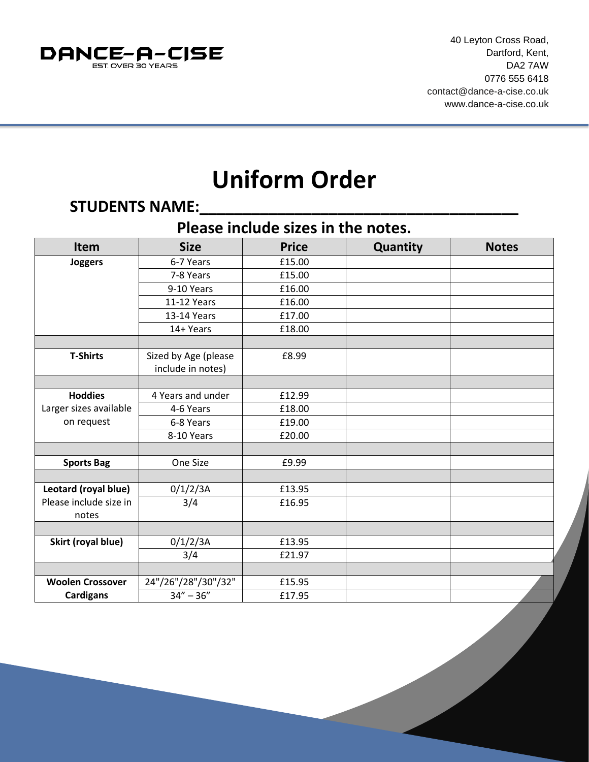DANCE-A-CISE
EST. OVER 30 YEARS

40 Leyton Cross Road,
Dartford, Kent,
DA2 7AW
0776 555 6418
contact@dance-a-cise.co.uk
www.dance-a-cise.co.uk

# Uniform Order

## STUDENTS NAME:______________________________________

## Please include sizes in the notes.

| Item | Size | Price | Quantity | Notes |
|---|---|---|---|---|
| **Joggers** | 6-7 Years | £15.00 | | |
| | 7-8 Years | £15.00 | | |
| | 9-10 Years | £16.00 | | |
| | 11-12 Years | £16.00 | | |
| | 13-14 Years | £17.00 | | |
| | 14+ Years | £18.00 | | |
| | | | | |
| **T-Shirts** | Sized by Age (please include in notes) | £8.99 | | |
| | | | | |
| **Hoddies** Larger sizes available on request | 4 Years and under | £12.99 | | |
| | 4-6 Years | £18.00 | | |
| | 6-8 Years | £19.00 | | |
| | 8-10 Years | £20.00 | | |
| | | | | |
| **Sports Bag** | One Size | £9.99 | | |
| | | | | |
| **Leotard (royal blue)** Please include size in notes | 0/1/2/3A | £13.95 | | |
| | 3/4 | £16.95 | | |
| | | | | |
| **Skirt (royal blue)** | 0/1/2/3A | £13.95 | | |
| | 3/4 | £21.97 | | |
| | | | | |
| **Woolen Crossover Cardigans** | 24"/26"/28"/30"/32" | £15.95 | | |
| | 34" – 36" | £17.95 | | |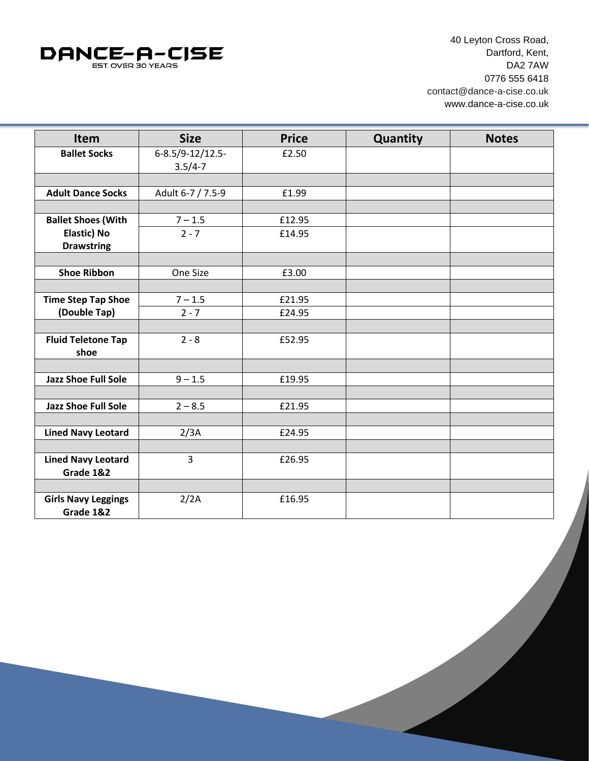DANCE-A-CISE
EST. OVER 30 YEARS

40 Leyton Cross Road,
Dartford, Kent,
DA2 7AW
0776 555 6418
contact@dance-a-cise.co.uk
www.dance-a-cise.co.uk

| Item | Size | Price | Quantity | Notes |
|---|---|---|---|---|
| **Ballet Socks** | 6-8.5/9-12/12.5-3.5/4-7 | £2.50 | | |
| | | | | |
| **Adult Dance Socks** | Adult 6-7 / 7.5-9 | £1.99 | | |
| | | | | |
| **Ballet Shoes (With Elastic) No Drawstring** | 7 – 1.5 | £12.95 | | |
| | 2 - 7 | £14.95 | | |
| | | | | |
| **Shoe Ribbon** | One Size | £3.00 | | |
| | | | | |
| **Time Step Tap Shoe (Double Tap)** | 7 – 1.5 | £21.95 | | |
| | 2 - 7 | £24.95 | | |
| | | | | |
| **Fluid Teletone Tap shoe** | 2 - 8 | £52.95 | | |
| | | | | |
| **Jazz Shoe Full Sole** | 9 – 1.5 | £19.95 | | |
| | | | | |
| **Jazz Shoe Full Sole** | 2 – 8.5 | £21.95 | | |
| | | | | |
| **Lined Navy Leotard** | 2/3A | £24.95 | | |
| | | | | |
| **Lined Navy Leotard Grade 1&2** | 3 | £26.95 | | |
| | | | | |
| **Girls Navy Leggings Grade 1&2** | 2/2A | £16.95 | | |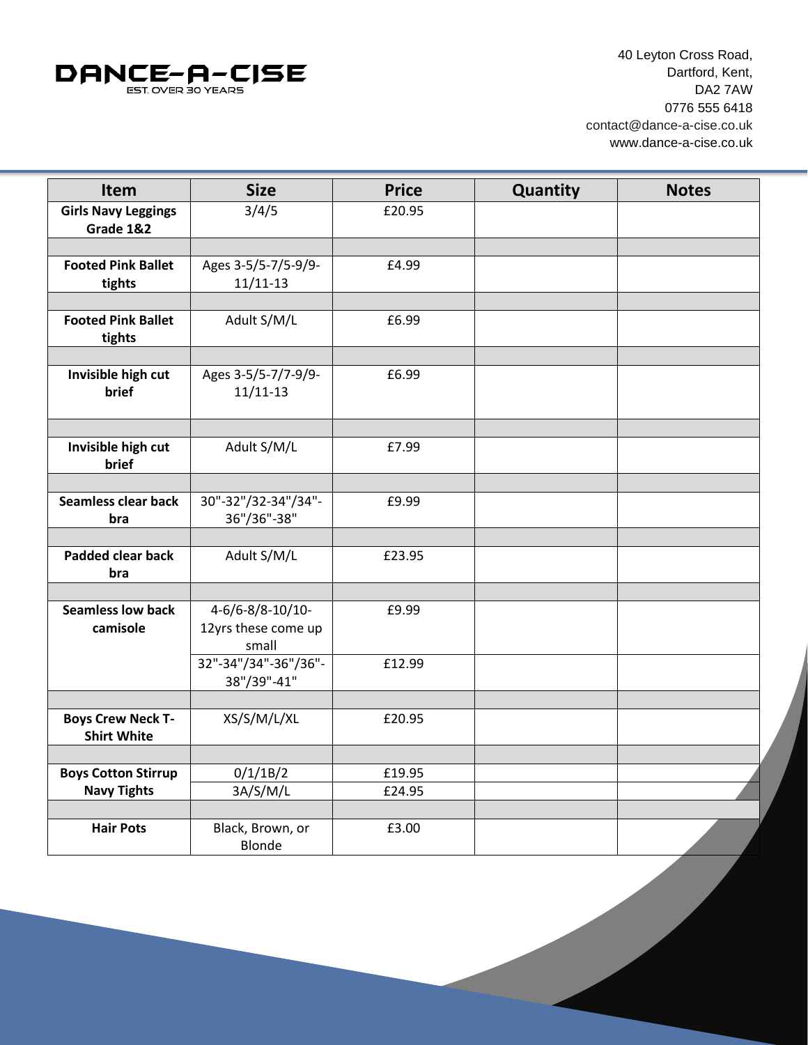DANCE-A-CISE
EST. OVER 30 YEARS

40 Leyton Cross Road,
Dartford, Kent,
DA2 7AW
0776 555 6418
contact@dance-a-cise.co.uk
www.dance-a-cise.co.uk

| Item | Size | Price | Quantity | Notes |
|---|---|---|---|---|
| **Girls Navy Leggings Grade 1&2** | 3/4/5 | £20.95 | | |
| | | | | |
| **Footed Pink Ballet tights** | Ages 3-5/5-7/5-9/9-11/11-13 | £4.99 | | |
| | | | | |
| **Footed Pink Ballet tights** | Adult S/M/L | £6.99 | | |
| | | | | |
| **Invisible high cut brief** | Ages 3-5/5-7/7-9/9-11/11-13 | £6.99 | | |
| | | | | |
| **Invisible high cut brief** | Adult S/M/L | £7.99 | | |
| | | | | |
| **Seamless clear back bra** | 30"-32"/32-34"/34"-36"/36"-38" | £9.99 | | |
| | | | | |
| **Padded clear back bra** | Adult S/M/L | £23.95 | | |
| | | | | |
| **Seamless low back camisole** | 4-6/6-8/8-10/10-12yrs these come up small | £9.99 | | |
| | 32"-34"/34"-36"/36"-38"/39"-41" | £12.99 | | |
| | | | | |
| **Boys Crew Neck T-Shirt White** | XS/S/M/L/XL | £20.95 | | |
| | | | | |
| **Boys Cotton Stirrup Navy Tights** | 0/1/1B/2 | £19.95 | | |
| | 3A/S/M/L | £24.95 | | |
| | | | | |
| **Hair Pots** | Black, Brown, or Blonde | £3.00 | | |